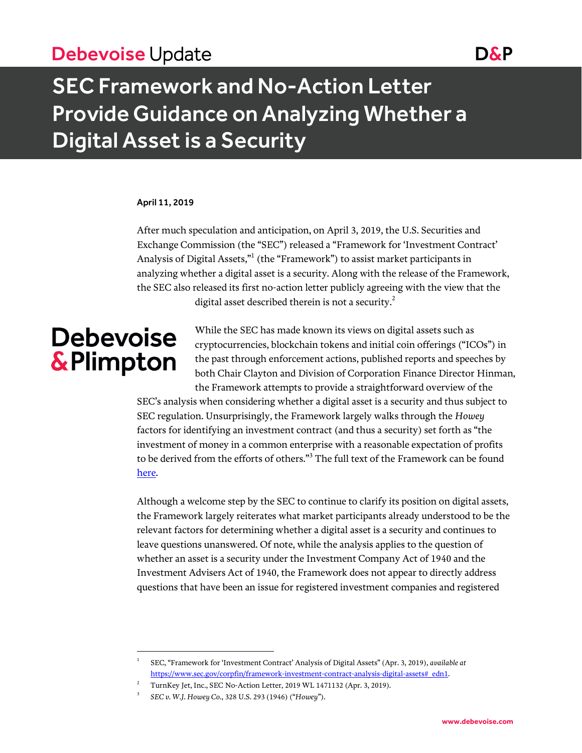# Debevoise Update

# SEC Framework and No-Action Letter Provide Guidance on Analyzing Whether a Digital Asset is a Security

**April 11, 2019**

After much speculation and anticipation, on April 3, 2019, the U.S. Securities and Exchange Commission (the "SEC") released a "Framework for 'Investment Contract' Analysis of Digital Assets,"[1] (the "Framework") to assist market participants in analyzing whether a digital asset is a security. Along with the release of the Framework, the SEC also released its first no-action letter publicly agreeing with the view that the digital asset described therein is not a security.[2]

While the SEC has made known its views on digital assets such as cryptocurrencies, blockchain tokens and initial coin offerings ("ICOs") in the past through enforcement actions, published reports and speeches by both Chair Clayton and Division of Corporation Finance Director Hinman, the Framework attempts to provide a straightforward overview of the SEC's analysis when considering whether a digital asset is a security and thus subject to SEC regulation. Unsurprisingly, the Framework largely walks through the *Howey* factors for identifying an investment contract (and thus a security) set forth as "the investment of money in a common enterprise with a reasonable expectation of profits to be derived from the efforts of others."[3] The full text of the Framework can be found [here](https://www.sec.gov/corpfin/framework-investment-contract-analysis-digital-assets).

Although a welcome step by the SEC to continue to clarify its position on digital assets, the Framework largely reiterates what market participants already understood to be the relevant factors for determining whether a digital asset is a security and continues to leave questions unanswered. Of note, while the analysis applies to the question of whether an asset is a security under the Investment Company Act of 1940 and the Investment Advisers Act of 1940, the Framework does not appear to directly address questions that have been an issue for registered investment companies and registered

---

1. SEC, "Framework for 'Investment Contract' Analysis of Digital Assets" (Apr. 3, 2019), *available at* https://www.sec.gov/corpfin/framework-investment-contract-analysis-digital-assets#_edn1.
2. TurnKey Jet, Inc., SEC No-Action Letter, 2019 WL 1471132 (Apr. 3, 2019).
3. *SEC v. W.J. Howey Co.*, 328 U.S. 293 (1946) ("*Howey*").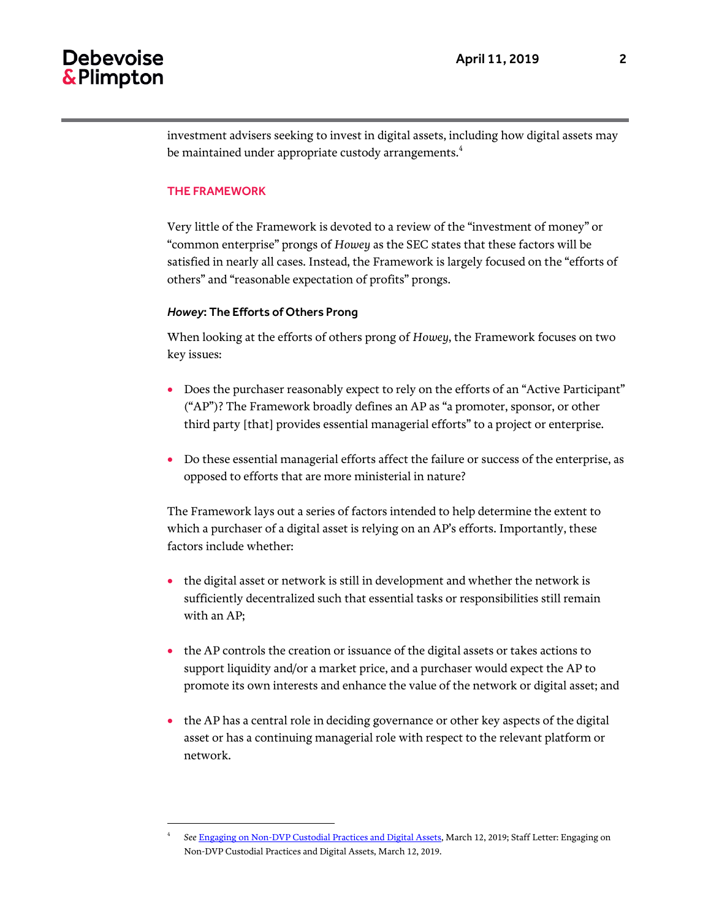investment advisers seeking to invest in digital assets, including how digital assets may be maintained under appropriate custody arrangements.[4]

## THE FRAMEWORK

Very little of the Framework is devoted to a review of the "investment of money" or "common enterprise" prongs of *Howey* as the SEC states that these factors will be satisfied in nearly all cases. Instead, the Framework is largely focused on the "efforts of others" and "reasonable expectation of profits" prongs.

### *Howey*: The Efforts of Others Prong

When looking at the efforts of others prong of *Howey*, the Framework focuses on two key issues:

- Does the purchaser reasonably expect to rely on the efforts of an "Active Participant" ("AP")? The Framework broadly defines an AP as "a promoter, sponsor, or other third party [that] provides essential managerial efforts" to a project or enterprise.
- Do these essential managerial efforts affect the failure or success of the enterprise, as opposed to efforts that are more ministerial in nature?

The Framework lays out a series of factors intended to help determine the extent to which a purchaser of a digital asset is relying on an AP's efforts. Importantly, these factors include whether:

- the digital asset or network is still in development and whether the network is sufficiently decentralized such that essential tasks or responsibilities still remain with an AP;
- the AP controls the creation or issuance of the digital assets or takes actions to support liquidity and/or a market price, and a purchaser would expect the AP to promote its own interests and enhance the value of the network or digital asset; and
- the AP has a central role in deciding governance or other key aspects of the digital asset or has a continuing managerial role with respect to the relevant platform or network.

---

[4] *See* Engaging on Non-DVP Custodial Practices and Digital Assets, March 12, 2019; Staff Letter: Engaging on Non-DVP Custodial Practices and Digital Assets, March 12, 2019.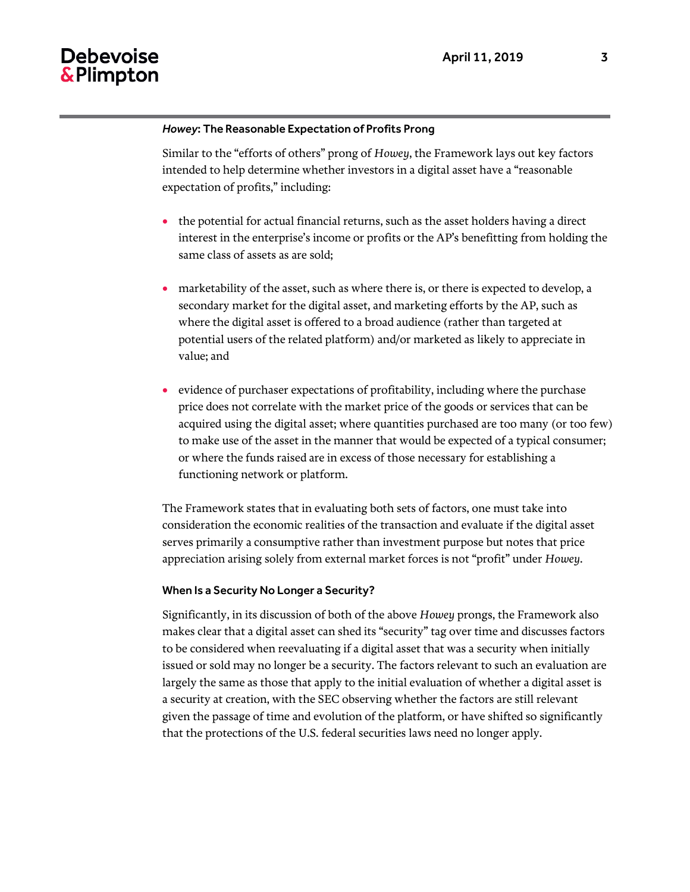### *Howey*: The Reasonable Expectation of Profits Prong

Similar to the "efforts of others" prong of *Howey*, the Framework lays out key factors intended to help determine whether investors in a digital asset have a "reasonable expectation of profits," including:

- the potential for actual financial returns, such as the asset holders having a direct interest in the enterprise's income or profits or the AP's benefitting from holding the same class of assets as are sold;
- marketability of the asset, such as where there is, or there is expected to develop, a secondary market for the digital asset, and marketing efforts by the AP, such as where the digital asset is offered to a broad audience (rather than targeted at potential users of the related platform) and/or marketed as likely to appreciate in value; and
- evidence of purchaser expectations of profitability, including where the purchase price does not correlate with the market price of the goods or services that can be acquired using the digital asset; where quantities purchased are too many (or too few) to make use of the asset in the manner that would be expected of a typical consumer; or where the funds raised are in excess of those necessary for establishing a functioning network or platform.

The Framework states that in evaluating both sets of factors, one must take into consideration the economic realities of the transaction and evaluate if the digital asset serves primarily a consumptive rather than investment purpose but notes that price appreciation arising solely from external market forces is not "profit" under *Howey*.

### When Is a Security No Longer a Security?

Significantly, in its discussion of both of the above *Howey* prongs, the Framework also makes clear that a digital asset can shed its "security" tag over time and discusses factors to be considered when reevaluating if a digital asset that was a security when initially issued or sold may no longer be a security. The factors relevant to such an evaluation are largely the same as those that apply to the initial evaluation of whether a digital asset is a security at creation, with the SEC observing whether the factors are still relevant given the passage of time and evolution of the platform, or have shifted so significantly that the protections of the U.S. federal securities laws need no longer apply.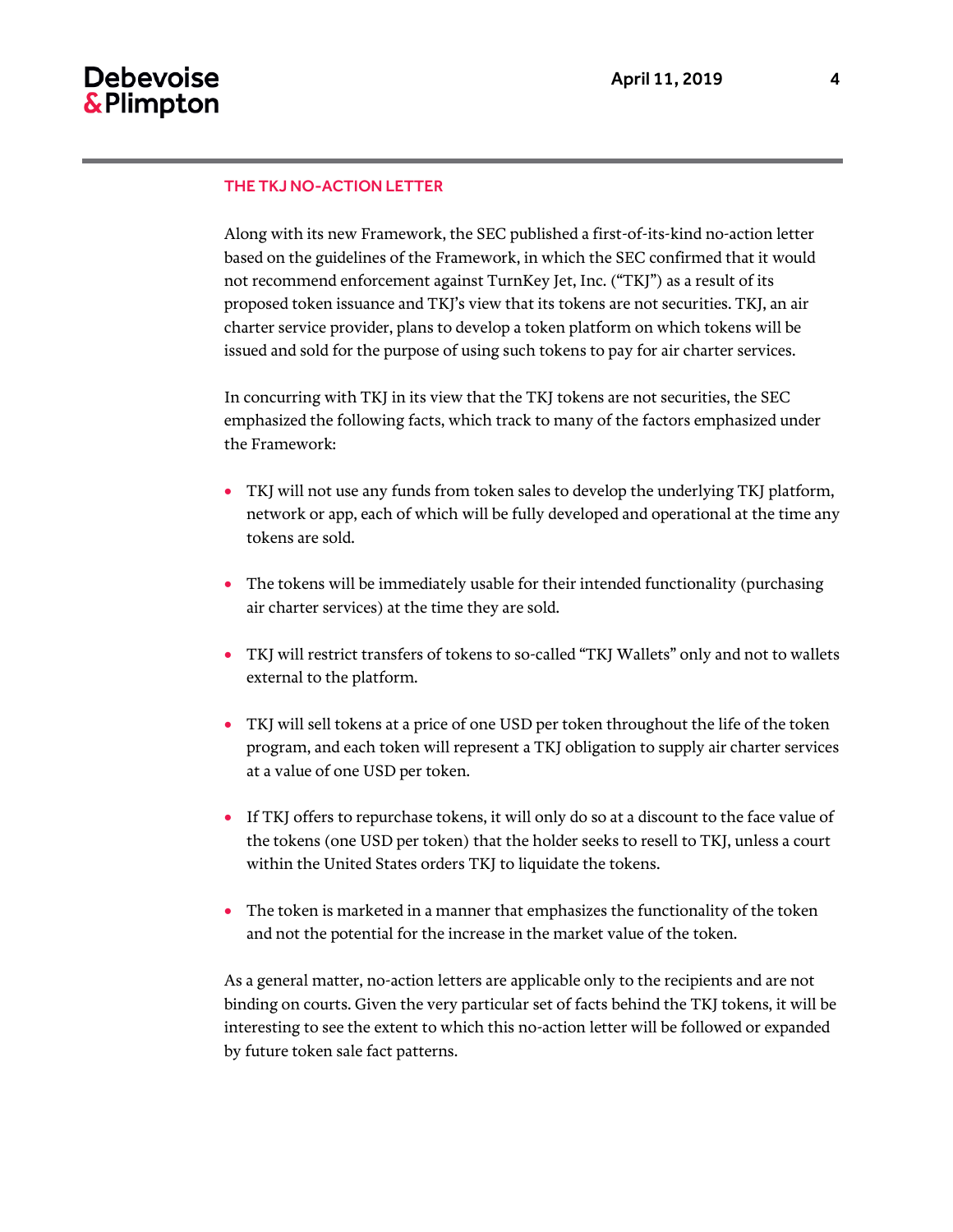## THE TKJ NO-ACTION LETTER

Along with its new Framework, the SEC published a first-of-its-kind no-action letter based on the guidelines of the Framework, in which the SEC confirmed that it would not recommend enforcement against TurnKey Jet, Inc. ("TKJ") as a result of its proposed token issuance and TKJ's view that its tokens are not securities. TKJ, an air charter service provider, plans to develop a token platform on which tokens will be issued and sold for the purpose of using such tokens to pay for air charter services.

In concurring with TKJ in its view that the TKJ tokens are not securities, the SEC emphasized the following facts, which track to many of the factors emphasized under the Framework:

- TKJ will not use any funds from token sales to develop the underlying TKJ platform, network or app, each of which will be fully developed and operational at the time any tokens are sold.
- The tokens will be immediately usable for their intended functionality (purchasing air charter services) at the time they are sold.
- TKJ will restrict transfers of tokens to so-called "TKJ Wallets" only and not to wallets external to the platform.
- TKJ will sell tokens at a price of one USD per token throughout the life of the token program, and each token will represent a TKJ obligation to supply air charter services at a value of one USD per token.
- If TKJ offers to repurchase tokens, it will only do so at a discount to the face value of the tokens (one USD per token) that the holder seeks to resell to TKJ, unless a court within the United States orders TKJ to liquidate the tokens.
- The token is marketed in a manner that emphasizes the functionality of the token and not the potential for the increase in the market value of the token.

As a general matter, no-action letters are applicable only to the recipients and are not binding on courts. Given the very particular set of facts behind the TKJ tokens, it will be interesting to see the extent to which this no-action letter will be followed or expanded by future token sale fact patterns.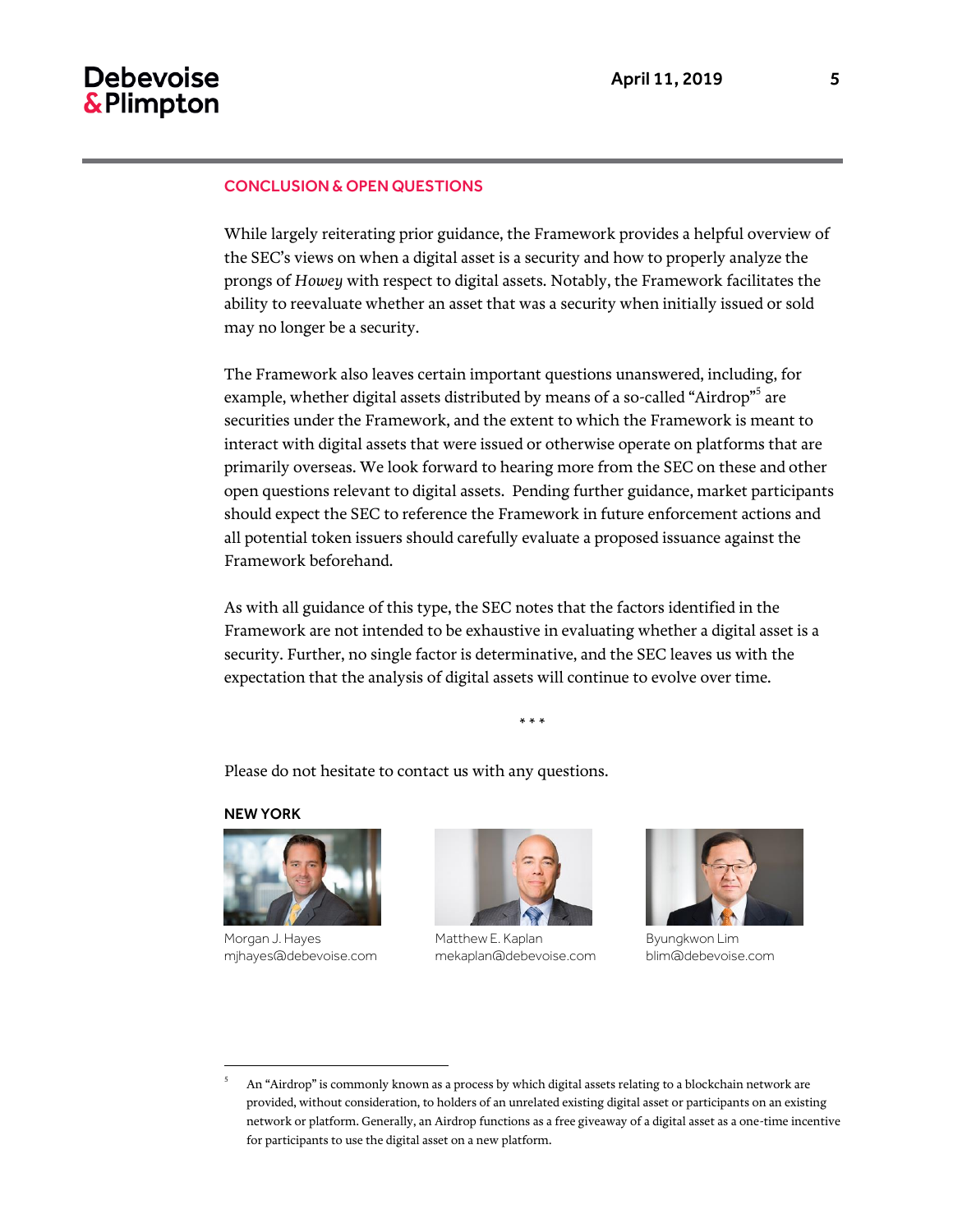## CONCLUSION & OPEN QUESTIONS

While largely reiterating prior guidance, the Framework provides a helpful overview of the SEC's views on when a digital asset is a security and how to properly analyze the prongs of *Howey* with respect to digital assets. Notably, the Framework facilitates the ability to reevaluate whether an asset that was a security when initially issued or sold may no longer be a security.

The Framework also leaves certain important questions unanswered, including, for example, whether digital assets distributed by means of a so-called "Airdrop"[5] are securities under the Framework, and the extent to which the Framework is meant to interact with digital assets that were issued or otherwise operate on platforms that are primarily overseas. We look forward to hearing more from the SEC on these and other open questions relevant to digital assets. Pending further guidance, market participants should expect the SEC to reference the Framework in future enforcement actions and all potential token issuers should carefully evaluate a proposed issuance against the Framework beforehand.

As with all guidance of this type, the SEC notes that the factors identified in the Framework are not intended to be exhaustive in evaluating whether a digital asset is a security. Further, no single factor is determinative, and the SEC leaves us with the expectation that the analysis of digital assets will continue to evolve over time.

\* \* \*

Please do not hesitate to contact us with any questions.

**NEW YORK**

Morgan J. Hayes
mjhayes@debevoise.com

Matthew E. Kaplan
mekaplan@debevoise.com

Byungkwon Lim
blim@debevoise.com

---

[5] An "Airdrop" is commonly known as a process by which digital assets relating to a blockchain network are provided, without consideration, to holders of an unrelated existing digital asset or participants on an existing network or platform. Generally, an Airdrop functions as a free giveaway of a digital asset as a one-time incentive for participants to use the digital asset on a new platform.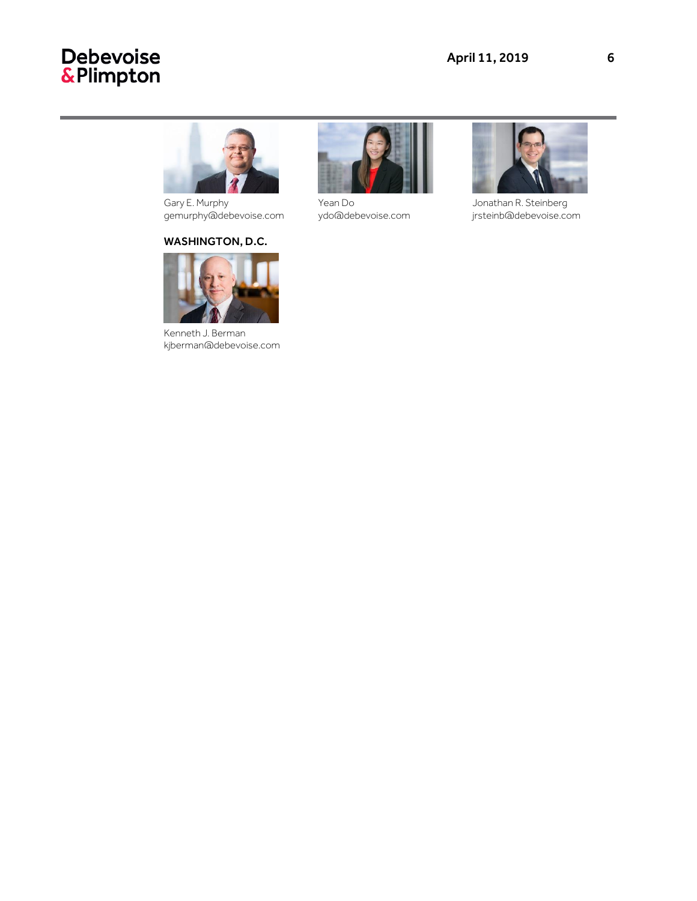Gary E. Murphy
gemurphy@debevoise.com

Yean Do
ydo@debevoise.com

Jonathan R. Steinberg
jrsteinb@debevoise.com

**WASHINGTON, D.C.**

Kenneth J. Berman
kjberman@debevoise.com